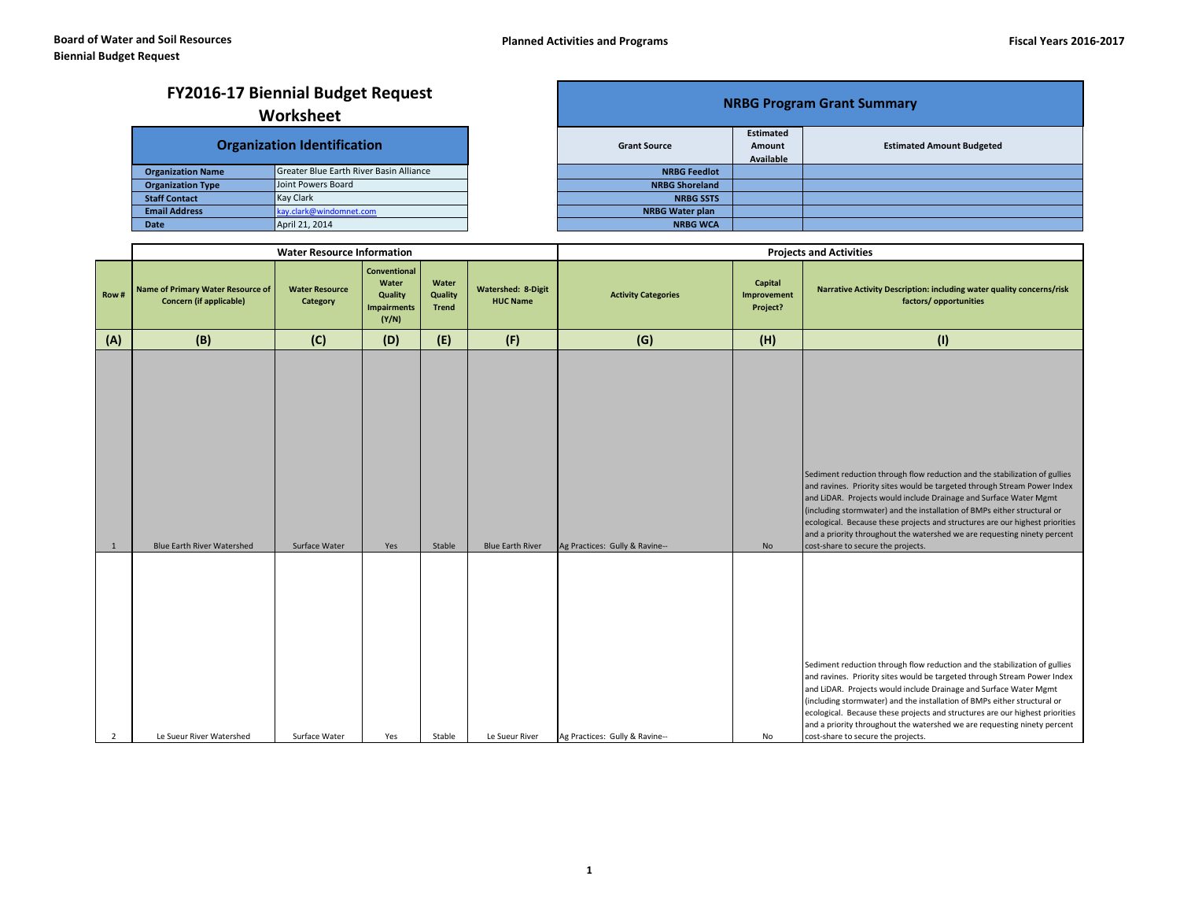Board of Water and Soil Resources
Biennial Budget Request

Planned Activities and Programs

Fiscal Years 2016-2017

# FY2016-17 Biennial Budget Request Worksheet

| Organization Identification | |
|---|---|
| Organization Name | Greater Blue Earth River Basin Alliance |
| Organization Type | Joint Powers Board |
| Staff Contact | Kay Clark |
| Email Address | kay.clark@windomnet.com |
| Date | April 21, 2014 |

## NRBG Program Grant Summary

| Grant Source | Estimated Amount Available | Estimated Amount Budgeted |
|---|---|---|
| NRBG Feedlot | | |
| NRBG Shoreland | | |
| NRBG SSTS | | |
| NRBG Water plan | | |
| NRBG WCA | | |

| | Water Resource Information | | | | | Projects and Activities | | |
|---|---|---|---|---|---|---|---|---|
| Row # | Name of Primary Water Resource of Concern (if applicable) | Water Resource Category | Conventional Water Quality Impairments (Y/N) | Water Quality Trend | Watershed: 8-Digit HUC Name | Activity Categories | Capital Improvement Project? | Narrative Activity Description: including water quality concerns/risk factors/ opportunities |
| (A) | (B) | (C) | (D) | (E) | (F) | (G) | (H) | (I) |
| 1 | Blue Earth River Watershed | Surface Water | Yes | Stable | Blue Earth River | Ag Practices: Gully & Ravine-- | No | Sediment reduction through flow reduction and the stabilization of gullies and ravines. Priority sites would be targeted through Stream Power Index and LiDAR. Projects would include Drainage and Surface Water Mgmt (including stormwater) and the installation of BMPs either structural or ecological. Because these projects and structures are our highest priorities and a priority throughout the watershed we are requesting ninety percent cost-share to secure the projects. |
| 2 | Le Sueur River Watershed | Surface Water | Yes | Stable | Le Sueur River | Ag Practices: Gully & Ravine-- | No | Sediment reduction through flow reduction and the stabilization of gullies and ravines. Priority sites would be targeted through Stream Power Index and LiDAR. Projects would include Drainage and Surface Water Mgmt (including stormwater) and the installation of BMPs either structural or ecological. Because these projects and structures are our highest priorities and a priority throughout the watershed we are requesting ninety percent cost-share to secure the projects. |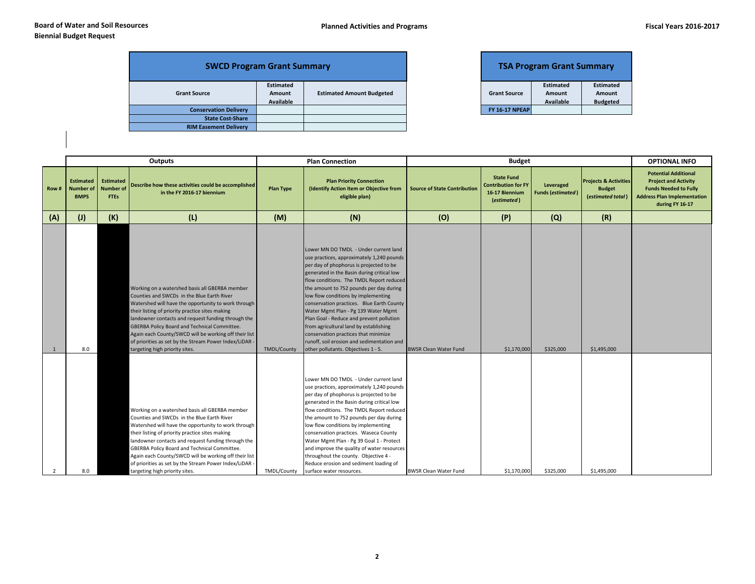**Board of Water and Soil Resources**
**Biennial Budget Request**

**Planned Activities and Programs**

**Fiscal Years 2016-2017**

| SWCD Program Grant Summary | | |
|---|---|---|
| Grant Source | Estimated Amount Available | Estimated Amount Budgeted |
| Conservation Delivery | | |
| State Cost-Share | | |
| RIM Easement Delivery | | |

| TSA Program Grant Summary | | |
|---|---|---|
| Grant Source | Estimated Amount Available | Estimated Amount Budgeted |
| FY 16-17 NPEAP | | |

| | Outputs | | | Plan Connection | | Budget | | | | OPTIONAL INFO |
|---|---|---|---|---|---|---|---|---|---|---|
| Row # | Estimated Number of BMPS | Estimated Number of FTEs | Describe how these activities could be accomplished in the FY 2016-17 biennium | Plan Type | Plan Priority Connection (Identify Action Item or Objective from eligible plan) | Source of State Contribution | State Fund Contribution for FY 16-17 Biennium (*estimated*) | Leveraged Funds (*estimated*) | Projects & Activities Budget (*estimated total*) | Potential Additional Project and Activity Funds Needed to Fully Address Plan Implementation during FY 16-17 |
| (A) | (J) | (K) | (L) | (M) | (N) | (O) | (P) | (Q) | (R) | |
| 1 | 8.0 | | Working on a watershed basis all GBERBA member Counties and SWCDs in the Blue Earth River Watershed will have the opportunity to work through their listing of priority practice sites making landowner contacts and request funding through the GBERBA Policy Board and Technical Committee. Again each County/SWCD will be working off their list of priorities as set by the Stream Power Index/LiDAR - targeting high priority sites. | TMDL/County | Lower MN DO TMDL - Under current land use practices, approximately 1,240 pounds per day of phophorus is projected to be generated in the Basin during critical low flow conditions. The TMDL Report reduced the amount to 752 pounds per day during low flow conditions by implementing conservation practices. Blue Earth County Water Mgmt Plan - Pg 139 Water Mgmt Plan Goal - Reduce and prevent pollution from agricultural land by establishing conservation practices that minimize runoff, soil erosion and sedimentation and other pollutants. Objectives 1 - 5. | BWSR Clean Water Fund | $1,170,000 | $325,000 | $1,495,000 | |
| 2 | 8.0 | | Working on a watershed basis all GBERBA member Counties and SWCDs in the Blue Earth River Watershed will have the opportunity to work through their listing of priority practice sites making landowner contacts and request funding through the GBERBA Policy Board and Technical Committee. Again each County/SWCD will be working off their list of priorities as set by the Stream Power Index/LiDAR - targeting high priority sites. | TMDL/County | Lower MN DO TMDL - Under current land use practices, approximately 1,240 pounds per day of phophorus is projected to be generated in the Basin during critical low flow conditions. The TMDL Report reduced the amount to 752 pounds per day during low flow conditions by implementing conservation practices. Waseca County Water Mgmt Plan - Pg 39 Goal 1 - Protect and improve the quality of water resources throughout the county. Objective 4 - Reduce erosion and sediment loading of surface water resources. | BWSR Clean Water Fund | $1,170,000 | $325,000 | $1,495,000 | |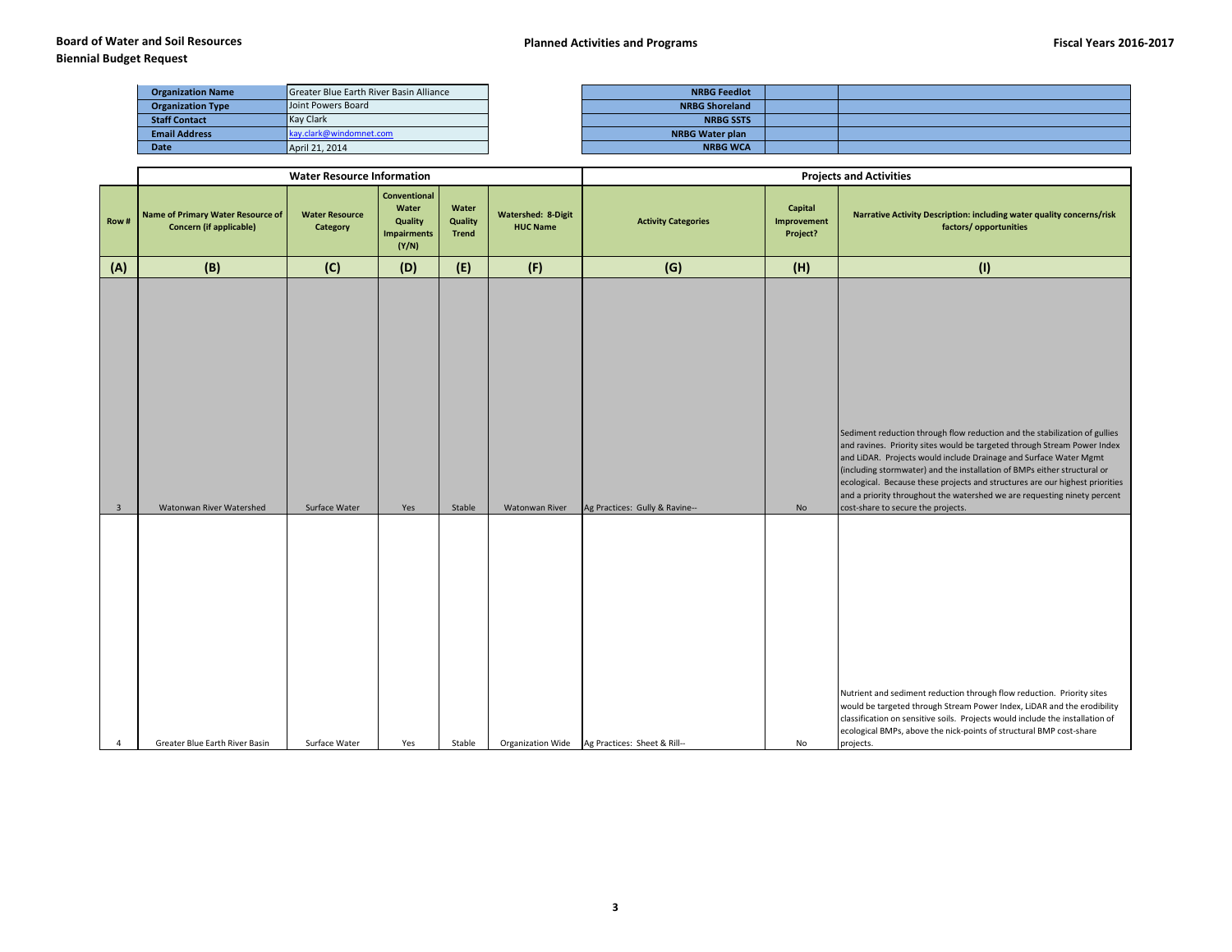**Board of Water and Soil Resources**
**Biennial Budget Request**

**Planned Activities and Programs**

**Fiscal Years 2016-2017**

| | |
|---|---|
| **Organization Name** | Greater Blue Earth River Basin Alliance |
| **Organization Type** | Joint Powers Board |
| **Staff Contact** | Kay Clark |
| **Email Address** | kay.clark@windomnet.com |
| **Date** | April 21, 2014 |

| | | |
|---|---|---|
| **NRBG Feedlot** | | |
| **NRBG Shoreland** | | |
| **NRBG SSTS** | | |
| **NRBG Water plan** | | |
| **NRBG WCA** | | |

| | **Water Resource Information** | | | | | **Projects and Activities** | | |
|---|---|---|---|---|---|---|---|---|
| **Row #** | **Name of Primary Water Resource of Concern (if applicable)** | **Water Resource Category** | **Conventional Water Quality Impairments (Y/N)** | **Water Quality Trend** | **Watershed: 8-Digit HUC Name** | **Activity Categories** | **Capital Improvement Project?** | **Narrative Activity Description: including water quality concerns/risk factors/ opportunities** |
| **(A)** | **(B)** | **(C)** | **(D)** | **(E)** | **(F)** | **(G)** | **(H)** | **(I)** |
| 3 | Watonwan River Watershed | Surface Water | Yes | Stable | Watonwan River | Ag Practices: Gully & Ravine-- | No | Sediment reduction through flow reduction and the stabilization of gullies and ravines. Priority sites would be targeted through Stream Power Index and LiDAR. Projects would include Drainage and Surface Water Mgmt (including stormwater) and the installation of BMPs either structural or ecological. Because these projects and structures are our highest priorities and a priority throughout the watershed we are requesting ninety percent cost-share to secure the projects. |
| 4 | Greater Blue Earth River Basin | Surface Water | Yes | Stable | Organization Wide | Ag Practices: Sheet & Rill-- | No | Nutrient and sediment reduction through flow reduction. Priority sites would be targeted through Stream Power Index, LiDAR and the erodibility classification on sensitive soils. Projects would include the installation of ecological BMPs, above the nick-points of structural BMP cost-share projects. |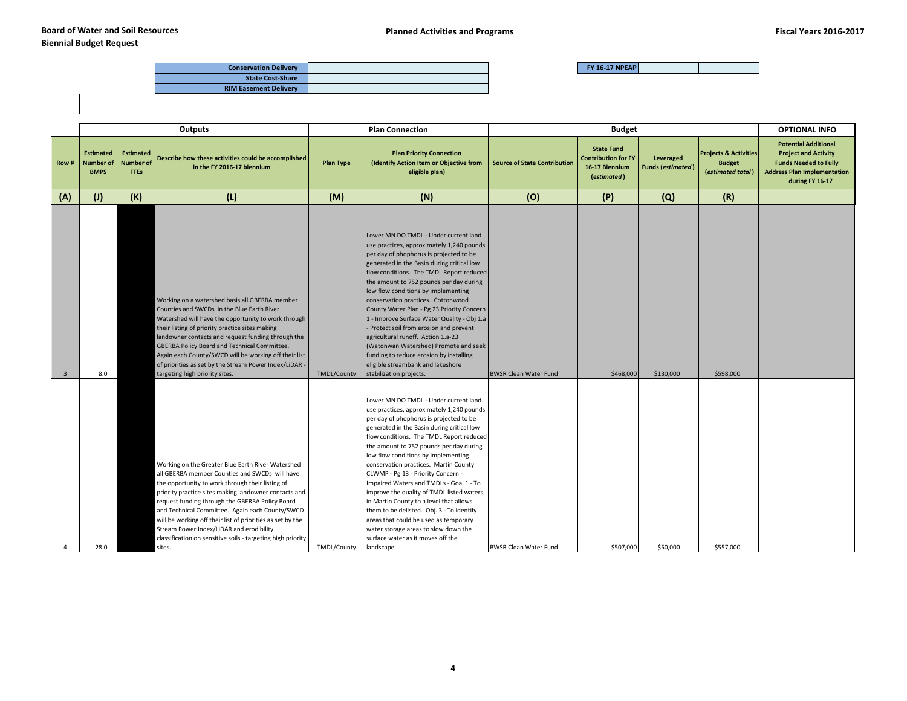**Board of Water and Soil Resources**
**Biennial Budget Request**

**Planned Activities and Programs**

**Fiscal Years 2016-2017**

| | | |
|---|---|---|
| **Conservation Delivery** | | |
| **State Cost-Share** | | |
| **RIM Easement Delivery** | | |

| | | |
|---|---|---|
| **FY 16-17 NPEAP** | | |

| | Outputs | | | Plan Connection | | Budget | | | | OPTIONAL INFO |
|---|---|---|---|---|---|---|---|---|---|---|
| **Row #** | **Estimated Number of BMPS** | **Estimated Number of FTEs** | **Describe how these activities could be accomplished in the FY 2016-17 biennium** | **Plan Type** | **Plan Priority Connection (Identify Action Item or Objective from eligible plan)** | **Source of State Contribution** | **State Fund Contribution for FY 16-17 Biennium (*estimated*)** | **Leveraged Funds (*estimated*)** | **Projects & Activities Budget (*estimated total*)** | **Potential Additional Project and Activity Funds Needed to Fully Address Plan Implementation during FY 16-17** |
| **(A)** | **(J)** | **(K)** | **(L)** | **(M)** | **(N)** | **(O)** | **(P)** | **(Q)** | **(R)** | |
| 3 | 8.0 | | Working on a watershed basis all GBERBA member Counties and SWCDs in the Blue Earth River Watershed will have the opportunity to work through their listing of priority practice sites making landowner contacts and request funding through the GBERBA Policy Board and Technical Committee. Again each County/SWCD will be working off their list of priorities as set by the Stream Power Index/LiDAR - targeting high priority sites. | TMDL/County | Lower MN DO TMDL - Under current land use practices, approximately 1,240 pounds per day of phophorus is projected to be generated in the Basin during critical low flow conditions. The TMDL Report reduced the amount to 752 pounds per day during low flow conditions by implementing conservation practices. Cottonwood County Water Plan - Pg 23 Priority Concern 1 - Improve Surface Water Quality - Obj 1.a - Protect soil from erosion and prevent agricultural runoff. Action 1.a-23 (Watonwan Watershed) Promote and seek funding to reduce erosion by installing eligible streambank and lakeshore stabilization projects. | BWSR Clean Water Fund | $468,000 | $130,000 | $598,000 | |
| 4 | 28.0 | | Working on the Greater Blue Earth River Watershed all GBERBA member Counties and SWCDs will have the opportunity to work through their listing of priority practice sites making landowner contacts and request funding through the GBERBA Policy Board and Technical Committee. Again each County/SWCD will be working off their list of priorities as set by the Stream Power Index/LiDAR and erodibility classification on sensitive soils - targeting high priority sites. | TMDL/County | Lower MN DO TMDL - Under current land use practices, approximately 1,240 pounds per day of phophorus is projected to be generated in the Basin during critical low flow conditions. The TMDL Report reduced the amount to 752 pounds per day during low flow conditions by implementing conservation practices. Martin County CLWMP - Pg 13 - Priority Concern - Impaired Waters and TMDLs - Goal 1 - To improve the quality of TMDL listed waters in Martin County to a level that allows them to be delisted. Obj. 3 - To identify areas that could be used as temporary water storage areas to slow down the surface water as it moves off the landscape. | BWSR Clean Water Fund | $507,000 | $50,000 | $557,000 | |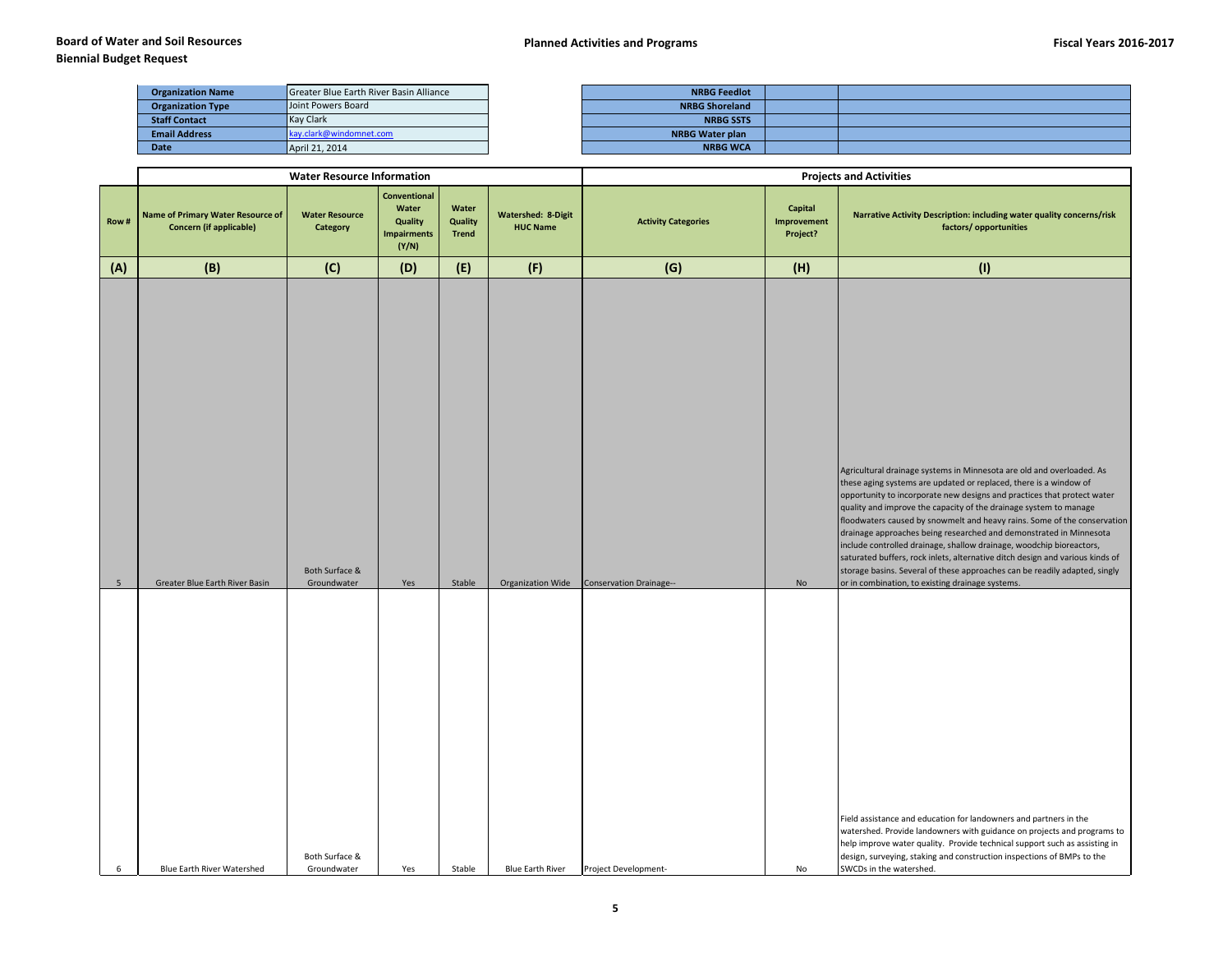**Board of Water and Soil Resources**
**Biennial Budget Request**

**Planned Activities and Programs**

**Fiscal Years 2016-2017**

| | |
|---|---|
| **Organization Name** | Greater Blue Earth River Basin Alliance |
| **Organization Type** | Joint Powers Board |
| **Staff Contact** | Kay Clark |
| **Email Address** | kay.clark@windomnet.com |
| **Date** | April 21, 2014 |

| | | |
|---|---|---|
| **NRBG Feedlot** | | |
| **NRBG Shoreland** | | |
| **NRBG SSTS** | | |
| **NRBG Water plan** | | |
| **NRBG WCA** | | |

| | Water Resource Information | | | | | Projects and Activities | | |
|---|---|---|---|---|---|---|---|---|
| **Row #** | **Name of Primary Water Resource of Concern (if applicable)** | **Water Resource Category** | **Conventional Water Quality Impairments (Y/N)** | **Water Quality Trend** | **Watershed: 8-Digit HUC Name** | **Activity Categories** | **Capital Improvement Project?** | **Narrative Activity Description: including water quality concerns/risk factors/ opportunities** |
| **(A)** | **(B)** | **(C)** | **(D)** | **(E)** | **(F)** | **(G)** | **(H)** | **(I)** |
| 5 | Greater Blue Earth River Basin | Both Surface & Groundwater | Yes | Stable | Organization Wide | Conservation Drainage-- | No | Agricultural drainage systems in Minnesota are old and overloaded. As these aging systems are updated or replaced, there is a window of opportunity to incorporate new designs and practices that protect water quality and improve the capacity of the drainage system to manage floodwaters caused by snowmelt and heavy rains. Some of the conservation drainage approaches being researched and demonstrated in Minnesota include controlled drainage, shallow drainage, woodchip bioreactors, saturated buffers, rock inlets, alternative ditch design and various kinds of storage basins. Several of these approaches can be readily adapted, singly or in combination, to existing drainage systems. |
| 6 | Blue Earth River Watershed | Both Surface & Groundwater | Yes | Stable | Blue Earth River | Project Development- | No | Field assistance and education for landowners and partners in the watershed. Provide landowners with guidance on projects and programs to help improve water quality. Provide technical support such as assisting in design, surveying, staking and construction inspections of BMPs to the SWCDs in the watershed. |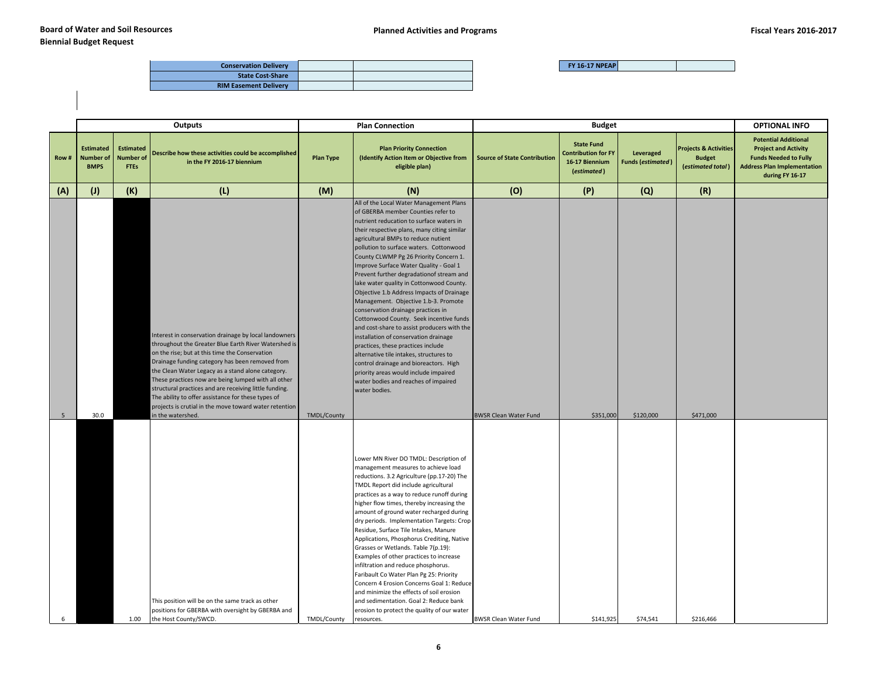**Board of Water and Soil Resources**
**Biennial Budget Request**

**Planned Activities and Programs**

**Fiscal Years 2016-2017**

| Conservation Delivery | | |
|---|---|---|
| State Cost-Share | | |
| RIM Easement Delivery | | |

| FY 16-17 NPEAP | | |
|---|---|---|

| | Outputs | | | Plan Connection | | Budget | | | | OPTIONAL INFO |
|---|---|---|---|---|---|---|---|---|---|---|
| Row # | Estimated Number of BMPS | Estimated Number of FTEs | Describe how these activities could be accomplished in the FY 2016-17 biennium | Plan Type | Plan Priority Connection (Identify Action Item or Objective from eligible plan) | Source of State Contribution | State Fund Contribution for FY 16-17 Biennium (*estimated*) | Leveraged Funds (*estimated*) | Projects & Activities Budget (*estimated total*) | Potential Additional Project and Activity Funds Needed to Fully Address Plan Implementation during FY 16-17 |
| (A) | (J) | (K) | (L) | (M) | (N) | (O) | (P) | (Q) | (R) | |
| 5 | 30.0 | | Interest in conservation drainage by local landowners throughout the Greater Blue Earth River Watershed is on the rise; but at this time the Conservation Drainage funding category has been removed from the Clean Water Legacy as a stand alone category. These practices now are being lumped with all other structural practices and are receiving little funding. The ability to offer assistance for these types of projects is crutial in the move toward water retention in the watershed. | TMDL/County | All of the Local Water Management Plans of GBERBA member Counties refer to nutrient reducation to surface waters in their respective plans, many citing similar agricultural BMPs to reduce nutient pollution to surface waters. Cottonwood County CLWMP Pg 26 Priority Concern 1. Improve Surface Water Quality - Goal 1 Prevent further degradationof stream and lake water quality in Cottonwood County. Objective 1.b Address Impacts of Drainage Management. Objective 1.b-3. Promote conservation drainage practices in Cottonwood County. Seek incentive funds and cost-share to assist producers with the installation of conservation drainage practices, these practices include alternative tile intakes, structures to control drainage and bioreactors. High priority areas would include impaired water bodies and reaches of impaired water bodies. | BWSR Clean Water Fund | $351,000 | $120,000 | $471,000 | |
| 6 | | 1.00 | This position will be on the same track as other positions for GBERBA with oversight by GBERBA and the Host County/SWCD. | TMDL/County | Lower MN River DO TMDL: Description of management measures to achieve load reductions. 3.2 Agriculture (pp.17-20) The TMDL Report did include agricultural practices as a way to reduce runoff during higher flow times, thereby increasing the amount of ground water recharged during dry periods. Implementation Targets: Crop Residue, Surface Tile Intakes, Manure Applications, Phosphorus Crediting, Native Grasses or Wetlands. Table 7(p.19): Examples of other practices to increase infiltration and reduce phosphorus. Faribault Co Water Plan Pg 25: Priority Concern 4 Erosion Concerns Goal 1: Reduce and minimize the effects of soil erosion and sedimentation. Goal 2: Reduce bank erosion to protect the quality of our water resources. | BWSR Clean Water Fund | $141,925 | $74,541 | $216,466 | |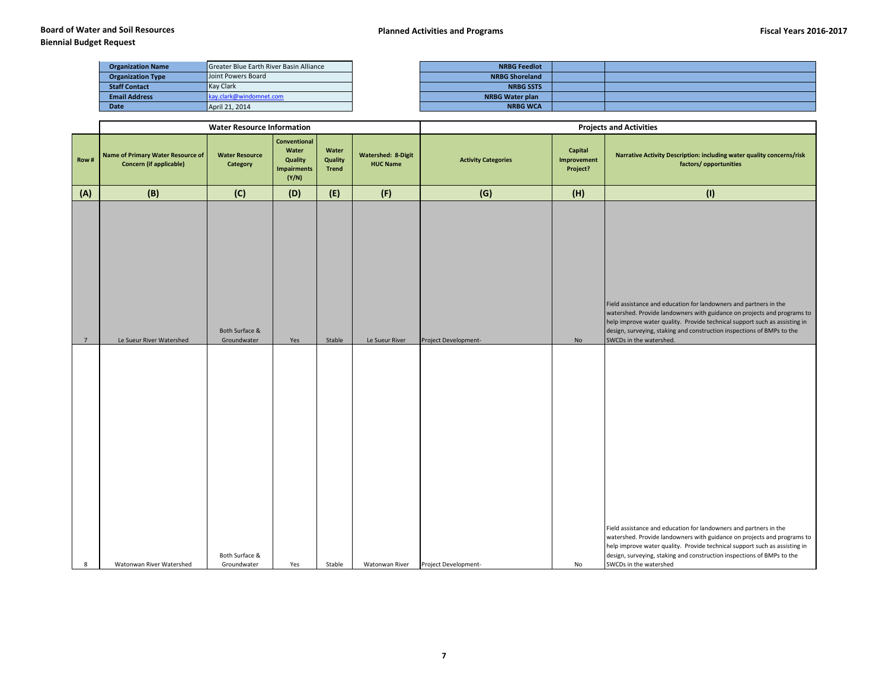**Board of Water and Soil Resources**
**Biennial Budget Request**

**Planned Activities and Programs**

**Fiscal Years 2016-2017**

| | |
|---|---|
| **Organization Name** | Greater Blue Earth River Basin Alliance |
| **Organization Type** | Joint Powers Board |
| **Staff Contact** | Kay Clark |
| **Email Address** | kay.clark@windomnet.com |
| **Date** | April 21, 2014 |

| | | |
|---|---|---|
| **NRBG Feedlot** | | |
| **NRBG Shoreland** | | |
| **NRBG SSTS** | | |
| **NRBG Water plan** | | |
| **NRBG WCA** | | |

| | **Water Resource Information** | | | | | **Projects and Activities** | | |
|---|---|---|---|---|---|---|---|---|
| **Row #** | **Name of Primary Water Resource of Concern (if applicable)** | **Water Resource Category** | **Conventional Water Quality Impairments (Y/N)** | **Water Quality Trend** | **Watershed: 8-Digit HUC Name** | **Activity Categories** | **Capital Improvement Project?** | **Narrative Activity Description: including water quality concerns/risk factors/ opportunities** |
| **(A)** | **(B)** | **(C)** | **(D)** | **(E)** | **(F)** | **(G)** | **(H)** | **(I)** |
| 7 | Le Sueur River Watershed | Both Surface & Groundwater | Yes | Stable | Le Sueur River | Project Development- | No | Field assistance and education for landowners and partners in the watershed. Provide landowners with guidance on projects and programs to help improve water quality. Provide technical support such as assisting in design, surveying, staking and construction inspections of BMPs to the SWCDs in the watershed. |
| 8 | Watonwan River Watershed | Both Surface & Groundwater | Yes | Stable | Watonwan River | Project Development- | No | Field assistance and education for landowners and partners in the watershed. Provide landowners with guidance on projects and programs to help improve water quality. Provide technical support such as assisting in design, surveying, staking and construction inspections of BMPs to the SWCDs in the watershed |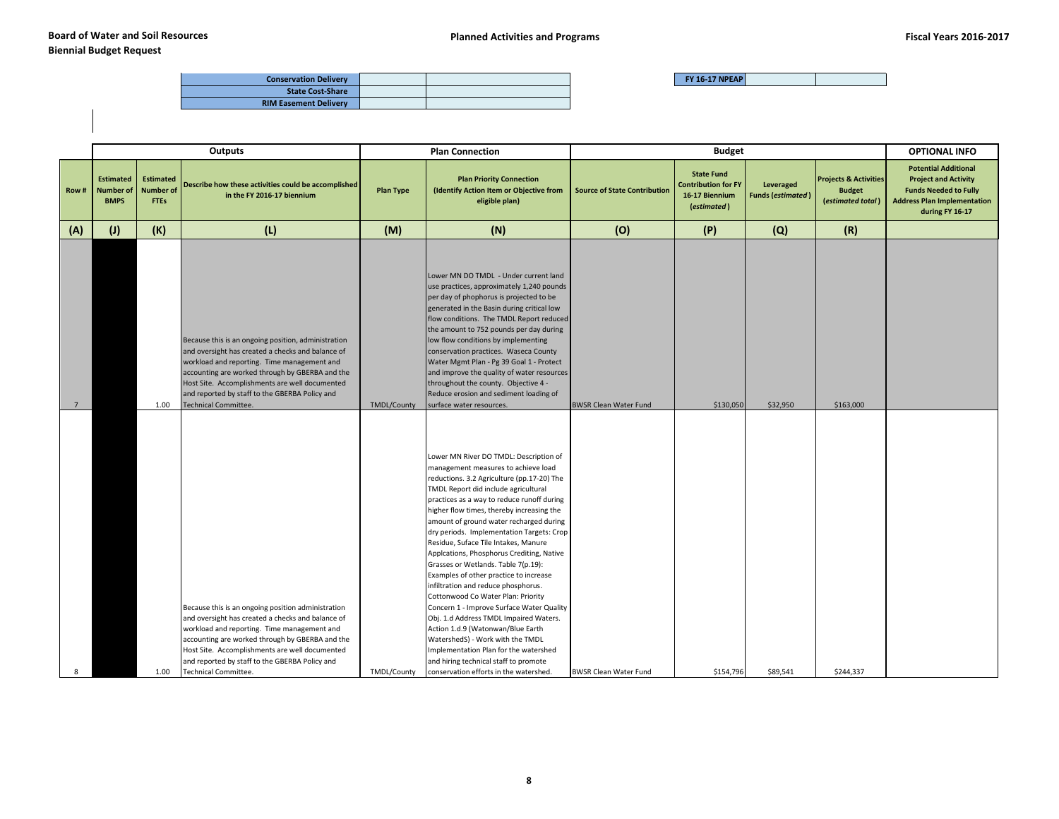**Board of Water and Soil Resources**
**Biennial Budget Request**

**Planned Activities and Programs**

**Fiscal Years 2016-2017**

| **Conservation Delivery** | | |
|---|---|---|
| **State Cost-Share** | | |
| **RIM Easement Delivery** | | |

| **FY 16-17 NPEAP** | | |
|---|---|---|

| | **Outputs** | | | **Plan Connection** | | **Budget** | | | | **OPTIONAL INFO** |
|---|---|---|---|---|---|---|---|---|---|---|
| **Row #** | **Estimated Number of BMPS** | **Estimated Number of FTEs** | **Describe how these activities could be accomplished in the FY 2016-17 biennium** | **Plan Type** | **Plan Priority Connection (Identify Action Item or Objective from eligible plan)** | **Source of State Contribution** | **State Fund Contribution for FY 16-17 Biennium (*estimated*)** | **Leveraged Funds (*estimated*)** | **Projects & Activities Budget (*estimated total*)** | **Potential Additional Project and Activity Funds Needed to Fully Address Plan Implementation during FY 16-17** |
| **(A)** | **(J)** | **(K)** | **(L)** | **(M)** | **(N)** | **(O)** | **(P)** | **(Q)** | **(R)** | |
| 7 | | 1.00 | Because this is an ongoing position, administration and oversight has created a checks and balance of workload and reporting. Time management and accounting are worked through by GBERBA and the Host Site. Accomplishments are well documented and reported by staff to the GBERBA Policy and Technical Committee. | TMDL/County | Lower MN DO TMDL - Under current land use practices, approximately 1,240 pounds per day of phophorus is projected to be generated in the Basin during critical low flow conditions. The TMDL Report reduced the amount to 752 pounds per day during low flow conditions by implementing conservation practices. Waseca County Water Mgmt Plan - Pg 39 Goal 1 - Protect and improve the quality of water resources throughout the county. Objective 4 - Reduce erosion and sediment loading of surface water resources. | BWSR Clean Water Fund | $130,050 | $32,950 | $163,000 | |
| 8 | | 1.00 | Because this is an ongoing position administration and oversight has created a checks and balance of workload and reporting. Time management and accounting are worked through by GBERBA and the Host Site. Accomplishments are well documented and reported by staff to the GBERBA Policy and Technical Committee. | TMDL/County | Lower MN River DO TMDL: Description of management measures to achieve load reductions. 3.2 Agriculture (pp.17-20) The TMDL Report did include agricultural practices as a way to reduce runoff during higher flow times, thereby increasing the amount of ground water recharged during dry periods. Implementation Targets: Crop Residue, Suface Tile Intakes, Manure Applcations, Phosphorus Crediting, Native Grasses or Wetlands. Table 7(p.19): Examples of other practice to increase infiltration and reduce phosphorus. Cottonwood Co Water Plan: Priority Concern 1 - Improve Surface Water Quality Obj. 1.d Address TMDL Impaired Waters. Action 1.d.9 (Watonwan/Blue Earth WatershedS) - Work with the TMDL Implementation Plan for the watershed and hiring technical staff to promote conservation efforts in the watershed. | BWSR Clean Water Fund | $154,796 | $89,541 | $244,337 | |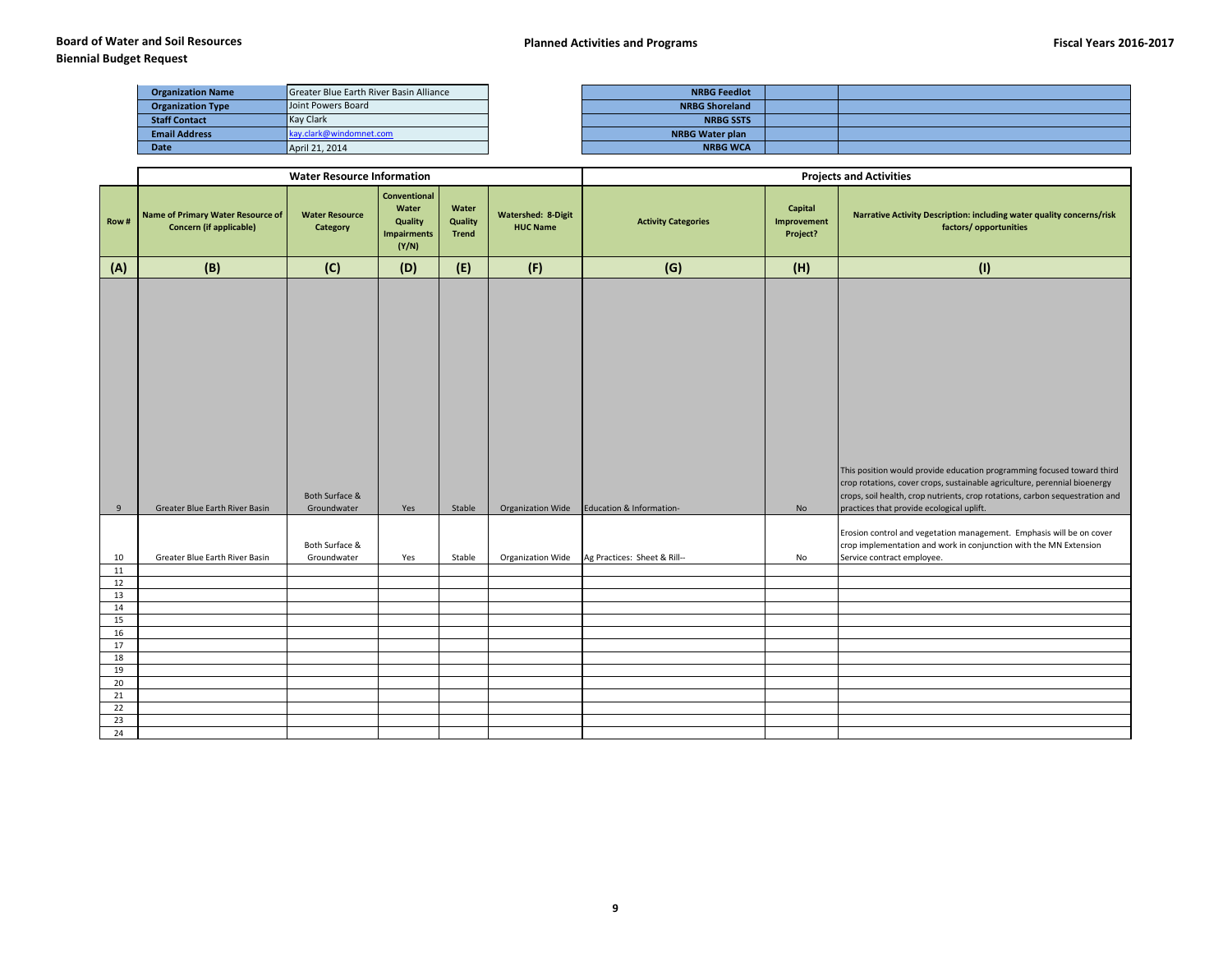**Board of Water and Soil Resources**
**Biennial Budget Request**

**Planned Activities and Programs**

**Fiscal Years 2016-2017**

| | |
|---|---|
| **Organization Name** | Greater Blue Earth River Basin Alliance |
| **Organization Type** | Joint Powers Board |
| **Staff Contact** | Kay Clark |
| **Email Address** | kay.clark@windomnet.com |
| **Date** | April 21, 2014 |

| | | |
|---|---|---|
| **NRBG Feedlot** | | |
| **NRBG Shoreland** | | |
| **NRBG SSTS** | | |
| **NRBG Water plan** | | |
| **NRBG WCA** | | |

| | **Water Resource Information** | | | | | **Projects and Activities** | | |
|---|---|---|---|---|---|---|---|---|
| **Row #** | **Name of Primary Water Resource of Concern (if applicable)** | **Water Resource Category** | **Conventional Water Quality Impairments (Y/N)** | **Water Quality Trend** | **Watershed: 8-Digit HUC Name** | **Activity Categories** | **Capital Improvement Project?** | **Narrative Activity Description: including water quality concerns/risk factors/ opportunities** |
| **(A)** | **(B)** | **(C)** | **(D)** | **(E)** | **(F)** | **(G)** | **(H)** | **(I)** |
| 9 | Greater Blue Earth River Basin | Both Surface & Groundwater | Yes | Stable | Organization Wide | Education & Information- | No | This position would provide education programming focused toward third crop rotations, cover crops, sustainable agriculture, perennial bioenergy crops, soil health, crop nutrients, crop rotations, carbon sequestration and practices that provide ecological uplift. |
| 10 | Greater Blue Earth River Basin | Both Surface & Groundwater | Yes | Stable | Organization Wide | Ag Practices: Sheet & Rill-- | No | Erosion control and vegetation management. Emphasis will be on cover crop implementation and work in conjunction with the MN Extension Service contract employee. |
| 11 | | | | | | | | |
| 12 | | | | | | | | |
| 13 | | | | | | | | |
| 14 | | | | | | | | |
| 15 | | | | | | | | |
| 16 | | | | | | | | |
| 17 | | | | | | | | |
| 18 | | | | | | | | |
| 19 | | | | | | | | |
| 20 | | | | | | | | |
| 21 | | | | | | | | |
| 22 | | | | | | | | |
| 23 | | | | | | | | |
| 24 | | | | | | | | |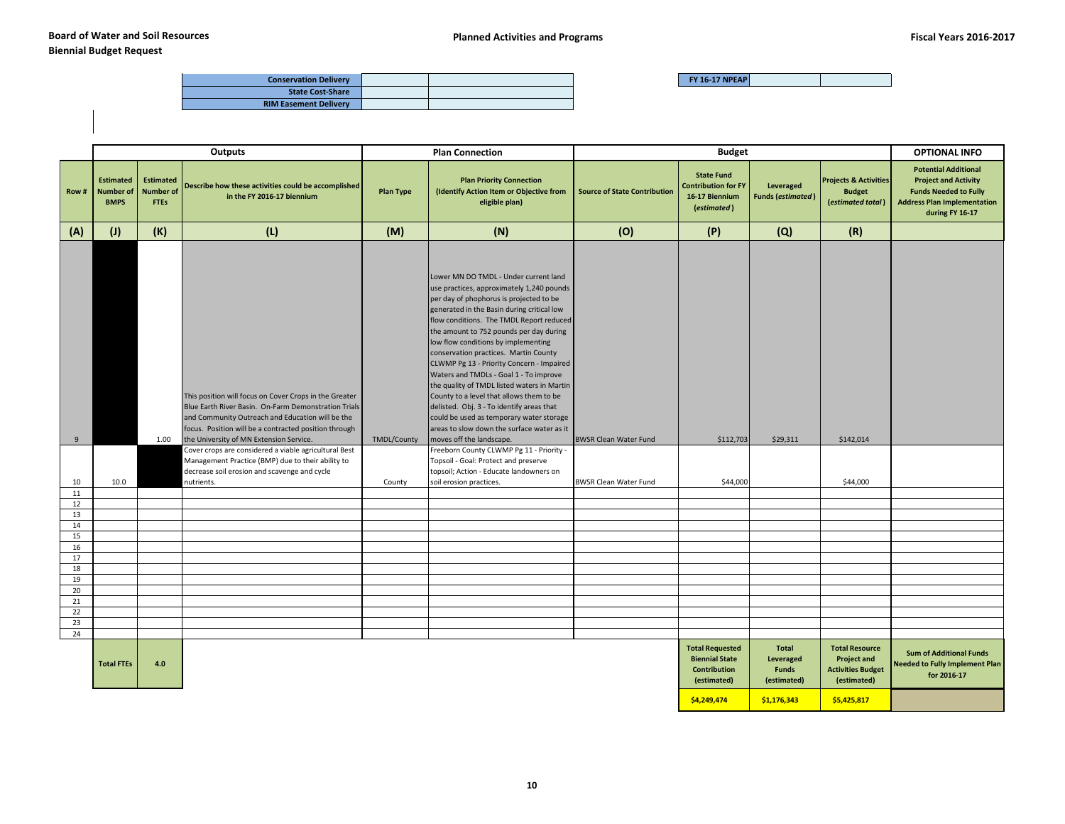**Board of Water and Soil Resources**
**Biennial Budget Request**

**Planned Activities and Programs**

**Fiscal Years 2016-2017**

| | | |
|---|---|---|
| **Conservation Delivery** | | |
| **State Cost-Share** | | |
| **RIM Easement Delivery** | | |

| | | |
|---|---|---|
| **FY 16-17 NPEAP** | | |

| | Outputs | | | Plan Connection | | Budget | | | | OPTIONAL INFO |
|---|---|---|---|---|---|---|---|---|---|---|
| **Row #** | **Estimated Number of BMPS** | **Estimated Number of FTEs** | **Describe how these activities could be accomplished in the FY 2016-17 biennium** | **Plan Type** | **Plan Priority Connection (Identify Action Item or Objective from eligible plan)** | **Source of State Contribution** | **State Fund Contribution for FY 16-17 Biennium (*estimated*)** | **Leveraged Funds (*estimated*)** | **Projects & Activities Budget (*estimated total*)** | **Potential Additional Project and Activity Funds Needed to Fully Address Plan Implementation during FY 16-17** |
| **(A)** | **(J)** | **(K)** | **(L)** | **(M)** | **(N)** | **(O)** | **(P)** | **(Q)** | **(R)** | |
| 9 | | 1.00 | This position will focus on Cover Crops in the Greater Blue Earth River Basin. On-Farm Demonstration Trials and Community Outreach and Education will be the focus. Position will be a contracted position through the University of MN Extension Service. | TMDL/County | Lower MN DO TMDL - Under current land use practices, approximately 1,240 pounds per day of phophorus is projected to be generated in the Basin during critical low flow conditions. The TMDL Report reduced the amount to 752 pounds per day during low flow conditions by implementing conservation practices. Martin County CLWMP Pg 13 - Priority Concern - Impaired Waters and TMDLs - Goal 1 - To improve the quality of TMDL listed waters in Martin County to a level that allows them to be delisted. Obj. 3 - To identify areas that could be used as temporary water storage areas to slow down the surface water as it moves off the landscape. | BWSR Clean Water Fund | $112,703 | $29,311 | $142,014 | |
| 10 | 10.0 | | Cover crops are considered a viable agricultural Best Management Practice (BMP) due to their ability to decrease soil erosion and scavenge and cycle nutrients. | County | Freeborn County CLWMP Pg 11 - Priority - Topsoil - Goal: Protect and preserve topsoil; Action - Educate landowners on soil erosion practices. | BWSR Clean Water Fund | $44,000 | | $44,000 | |
| 11 | | | | | | | | | | |
| 12 | | | | | | | | | | |
| 13 | | | | | | | | | | |
| 14 | | | | | | | | | | |
| 15 | | | | | | | | | | |
| 16 | | | | | | | | | | |
| 17 | | | | | | | | | | |
| 18 | | | | | | | | | | |
| 19 | | | | | | | | | | |
| 20 | | | | | | | | | | |
| 21 | | | | | | | | | | |
| 22 | | | | | | | | | | |
| 23 | | | | | | | | | | |
| 24 | | | | | | | | | | |
| | **Total FTEs** | **4.0** | | | | | **Total Requested Biennial State Contribution (estimated)** | **Total Leveraged Funds (estimated)** | **Total Resource Project and Activities Budget (estimated)** | **Sum of Additional Funds Needed to Fully Implement Plan for 2016-17** |
| | | | | | | | **$4,249,474** | **$1,176,343** | **$5,425,817** | |